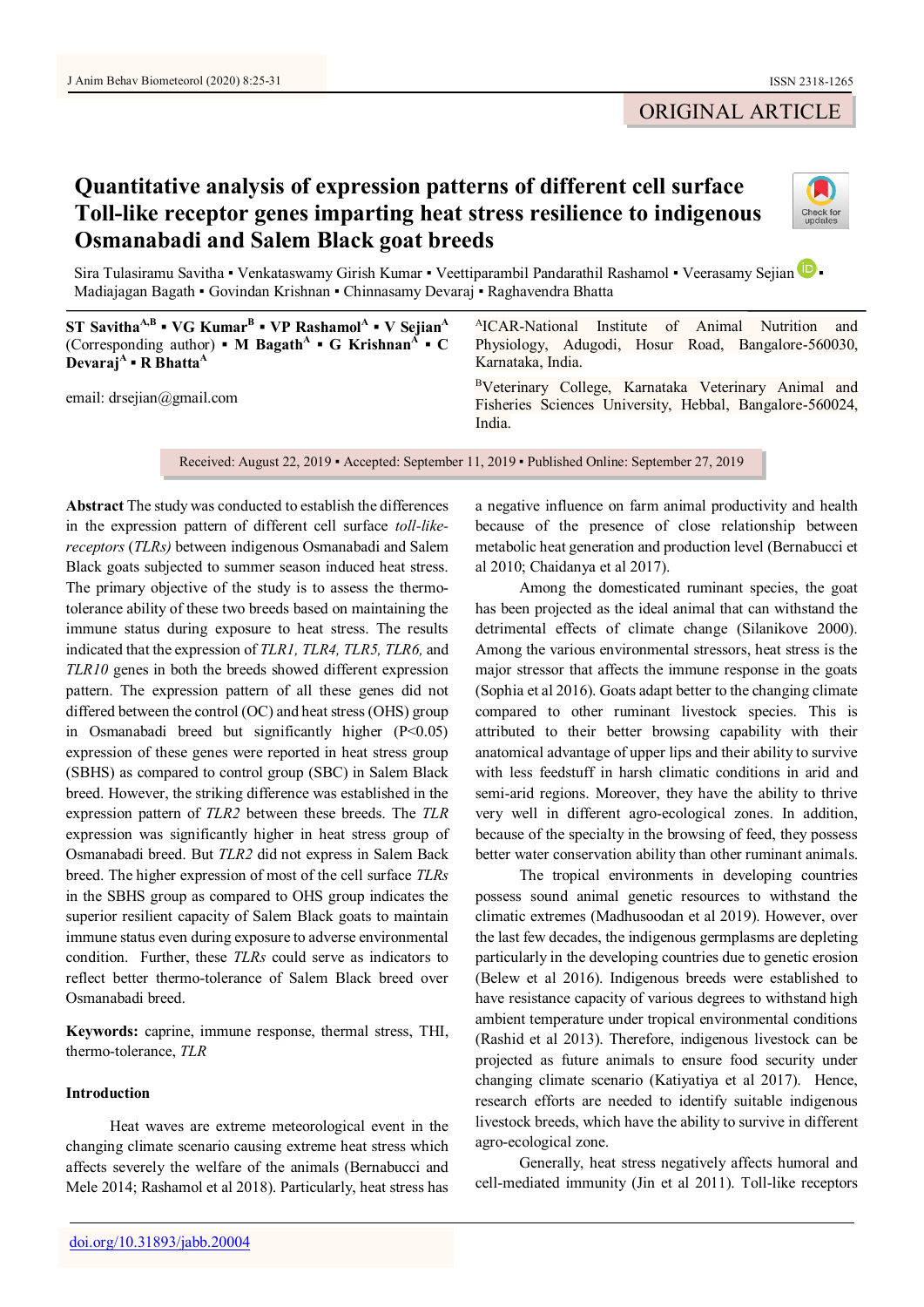ORIGINAL ARTICLE

# Quantitative analysis of expression patterns of different cell surface Toll-like receptor genes imparting heat stress resilience to indigenous Osmanabadi and Salem Black goat breeds

Sira Tulasiramu Savitha ▪ Venkataswamy Girish Kumar ▪ Veettiparambil Pandarathil Rashamol ▪ Veerasamy Sejian ▪ Madiajagan Bagath ▪ Govindan Krishnan ▪ Chinnasamy Devaraj ▪ Raghavendra Bhatta

**ST Savitha**[A,B] ▪ **VG Kumar**[B] ▪ **VP Rashamol**[A] ▪ **V Sejian**[A] (Corresponding author) ▪ **M Bagath**[A] ▪ **G Krishnan**[A] ▪ **C Devaraj**[A] ▪ **R Bhatta**[A]

email: drsejian@gmail.com

[A]ICAR-National Institute of Animal Nutrition and Physiology, Adugodi, Hosur Road, Bangalore-560030, Karnataka, India.

[B]Veterinary College, Karnataka Veterinary Animal and Fisheries Sciences University, Hebbal, Bangalore-560024, India.

Received: August 22, 2019 ▪ Accepted: September 11, 2019 ▪ Published Online: September 27, 2019

**Abstract** The study was conducted to establish the differences in the expression pattern of different cell surface *toll-like-receptors* (*TLRs)* between indigenous Osmanabadi and Salem Black goats subjected to summer season induced heat stress. The primary objective of the study is to assess the thermo-tolerance ability of these two breeds based on maintaining the immune status during exposure to heat stress. The results indicated that the expression of *TLR1, TLR4, TLR5, TLR6,* and *TLR10* genes in both the breeds showed different expression pattern. The expression pattern of all these genes did not differed between the control (OC) and heat stress (OHS) group in Osmanabadi breed but significantly higher ($P<0.05$) expression of these genes were reported in heat stress group (SBHS) as compared to control group (SBC) in Salem Black breed. However, the striking difference was established in the expression pattern of *TLR2* between these breeds. The *TLR* expression was significantly higher in heat stress group of Osmanabadi breed. But *TLR2* did not express in Salem Back breed. The higher expression of most of the cell surface *TLRs* in the SBHS group as compared to OHS group indicates the superior resilient capacity of Salem Black goats to maintain immune status even during exposure to adverse environmental condition. Further, these *TLRs* could serve as indicators to reflect better thermo-tolerance of Salem Black breed over Osmanabadi breed.

**Keywords:** caprine, immune response, thermal stress, THI, thermo-tolerance, *TLR*

## Introduction

Heat waves are extreme meteorological event in the changing climate scenario causing extreme heat stress which affects severely the welfare of the animals (Bernabucci and Mele 2014; Rashamol et al 2018). Particularly, heat stress has a negative influence on farm animal productivity and health because of the presence of close relationship between metabolic heat generation and production level (Bernabucci et al 2010; Chaidanya et al 2017).

Among the domesticated ruminant species, the goat has been projected as the ideal animal that can withstand the detrimental effects of climate change (Silanikove 2000). Among the various environmental stressors, heat stress is the major stressor that affects the immune response in the goats (Sophia et al 2016). Goats adapt better to the changing climate compared to other ruminant livestock species. This is attributed to their better browsing capability with their anatomical advantage of upper lips and their ability to survive with less feedstuff in harsh climatic conditions in arid and semi-arid regions. Moreover, they have the ability to thrive very well in different agro-ecological zones. In addition, because of the specialty in the browsing of feed, they possess better water conservation ability than other ruminant animals.

The tropical environments in developing countries possess sound animal genetic resources to withstand the climatic extremes (Madhusoodan et al 2019). However, over the last few decades, the indigenous germplasms are depleting particularly in the developing countries due to genetic erosion (Belew et al 2016). Indigenous breeds were established to have resistance capacity of various degrees to withstand high ambient temperature under tropical environmental conditions (Rashid et al 2013). Therefore, indigenous livestock can be projected as future animals to ensure food security under changing climate scenario (Katiyatiya et al 2017). Hence, research efforts are needed to identify suitable indigenous livestock breeds, which have the ability to survive in different agro-ecological zone.

Generally, heat stress negatively affects humoral and cell-mediated immunity (Jin et al 2011). Toll-like receptors

doi.org/10.31893/jabb.20004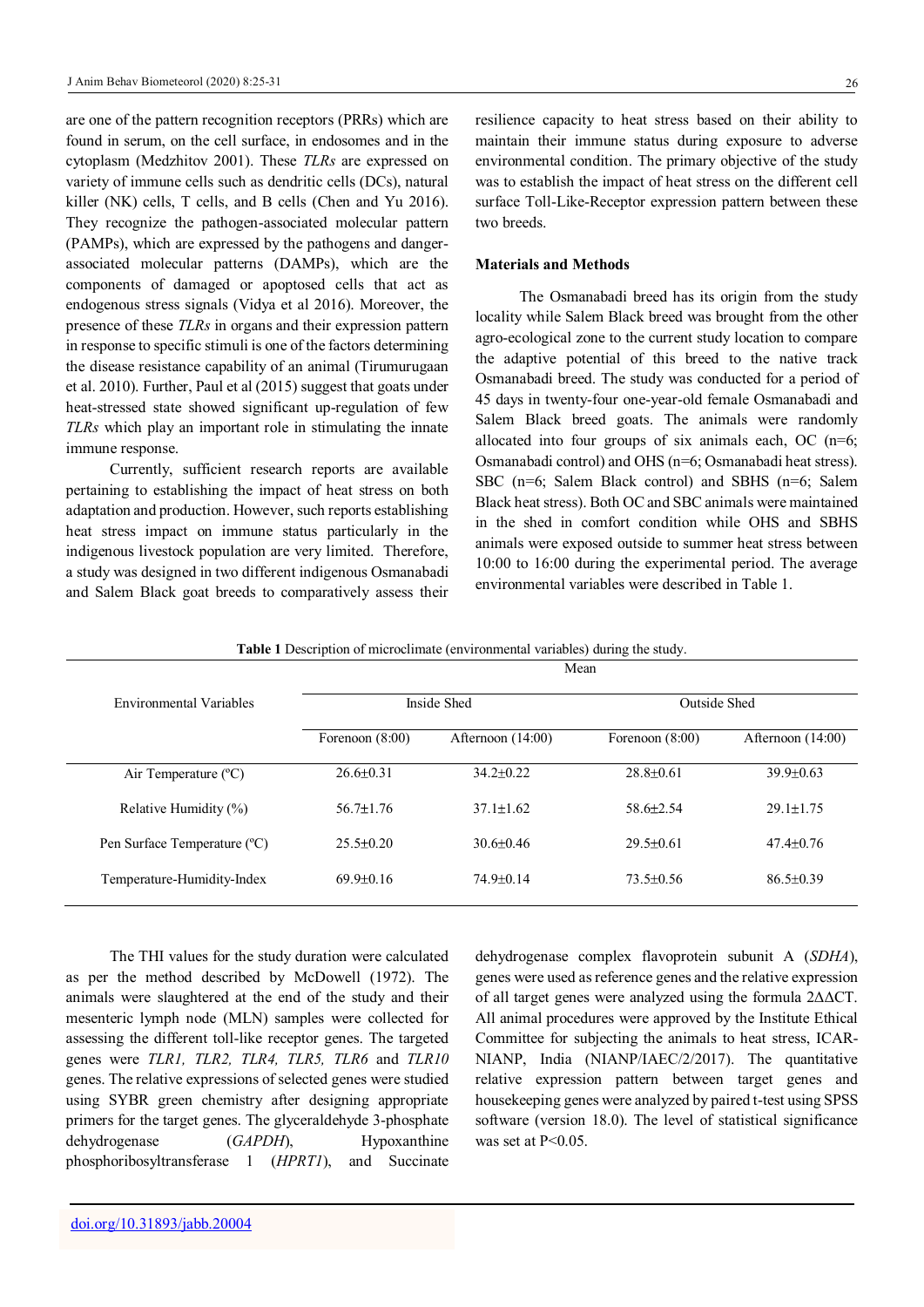are one of the pattern recognition receptors (PRRs) which are found in serum, on the cell surface, in endosomes and in the cytoplasm (Medzhitov 2001). These *TLRs* are expressed on variety of immune cells such as dendritic cells (DCs), natural killer (NK) cells, T cells, and B cells (Chen and Yu 2016). They recognize the pathogen-associated molecular pattern (PAMPs), which are expressed by the pathogens and danger-associated molecular patterns (DAMPs), which are the components of damaged or apoptosed cells that act as endogenous stress signals (Vidya et al 2016). Moreover, the presence of these *TLRs* in organs and their expression pattern in response to specific stimuli is one of the factors determining the disease resistance capability of an animal (Tirumurugaan et al. 2010). Further, Paul et al (2015) suggest that goats under heat-stressed state showed significant up-regulation of few *TLRs* which play an important role in stimulating the innate immune response.

Currently, sufficient research reports are available pertaining to establishing the impact of heat stress on both adaptation and production. However, such reports establishing heat stress impact on immune status particularly in the indigenous livestock population are very limited. Therefore, a study was designed in two different indigenous Osmanabadi and Salem Black goat breeds to comparatively assess their resilience capacity to heat stress based on their ability to maintain their immune status during exposure to adverse environmental condition. The primary objective of the study was to establish the impact of heat stress on the different cell surface Toll-Like-Receptor expression pattern between these two breeds.

## Materials and Methods

The Osmanabadi breed has its origin from the study locality while Salem Black breed was brought from the other agro-ecological zone to the current study location to compare the adaptive potential of this breed to the native track Osmanabadi breed. The study was conducted for a period of 45 days in twenty-four one-year-old female Osmanabadi and Salem Black breed goats. The animals were randomly allocated into four groups of six animals each, OC (n=6; Osmanabadi control) and OHS (n=6; Osmanabadi heat stress). SBC (n=6; Salem Black control) and SBHS (n=6; Salem Black heat stress). Both OC and SBC animals were maintained in the shed in comfort condition while OHS and SBHS animals were exposed outside to summer heat stress between 10:00 to 16:00 during the experimental period. The average environmental variables were described in Table 1.

**Table 1** Description of microclimate (environmental variables) during the study.

| Environmental Variables | Mean | | | |
|---|---|---|---|---|
| | Inside Shed | | Outside Shed | |
| | Forenoon (8:00) | Afternoon (14:00) | Forenoon (8:00) | Afternoon (14:00) |
| Air Temperature (ºC) | 26.6±0.31 | 34.2±0.22 | 28.8±0.61 | 39.9±0.63 |
| Relative Humidity (%) | 56.7±1.76 | 37.1±1.62 | 58.6±2.54 | 29.1±1.75 |
| Pen Surface Temperature (ºC) | 25.5±0.20 | 30.6±0.46 | 29.5±0.61 | 47.4±0.76 |
| Temperature-Humidity-Index | 69.9±0.16 | 74.9±0.14 | 73.5±0.56 | 86.5±0.39 |

The THI values for the study duration were calculated as per the method described by McDowell (1972). The animals were slaughtered at the end of the study and their mesenteric lymph node (MLN) samples were collected for assessing the different toll-like receptor genes. The targeted genes were *TLR1, TLR2, TLR4, TLR5, TLR6* and *TLR10* genes. The relative expressions of selected genes were studied using SYBR green chemistry after designing appropriate primers for the target genes. The glyceraldehyde 3-phosphate dehydrogenase (*GAPDH*), Hypoxanthine phosphoribosyltransferase 1 (*HPRT1*), and Succinate dehydrogenase complex flavoprotein subunit A (*SDHA*), genes were used as reference genes and the relative expression of all target genes were analyzed using the formula 2ΔΔCT. All animal procedures were approved by the Institute Ethical Committee for subjecting the animals to heat stress, ICAR-NIANP, India (NIANP/IAEC/2/2017). The quantitative relative expression pattern between target genes and housekeeping genes were analyzed by paired t-test using SPSS software (version 18.0). The level of statistical significance was set at $P<0.05$.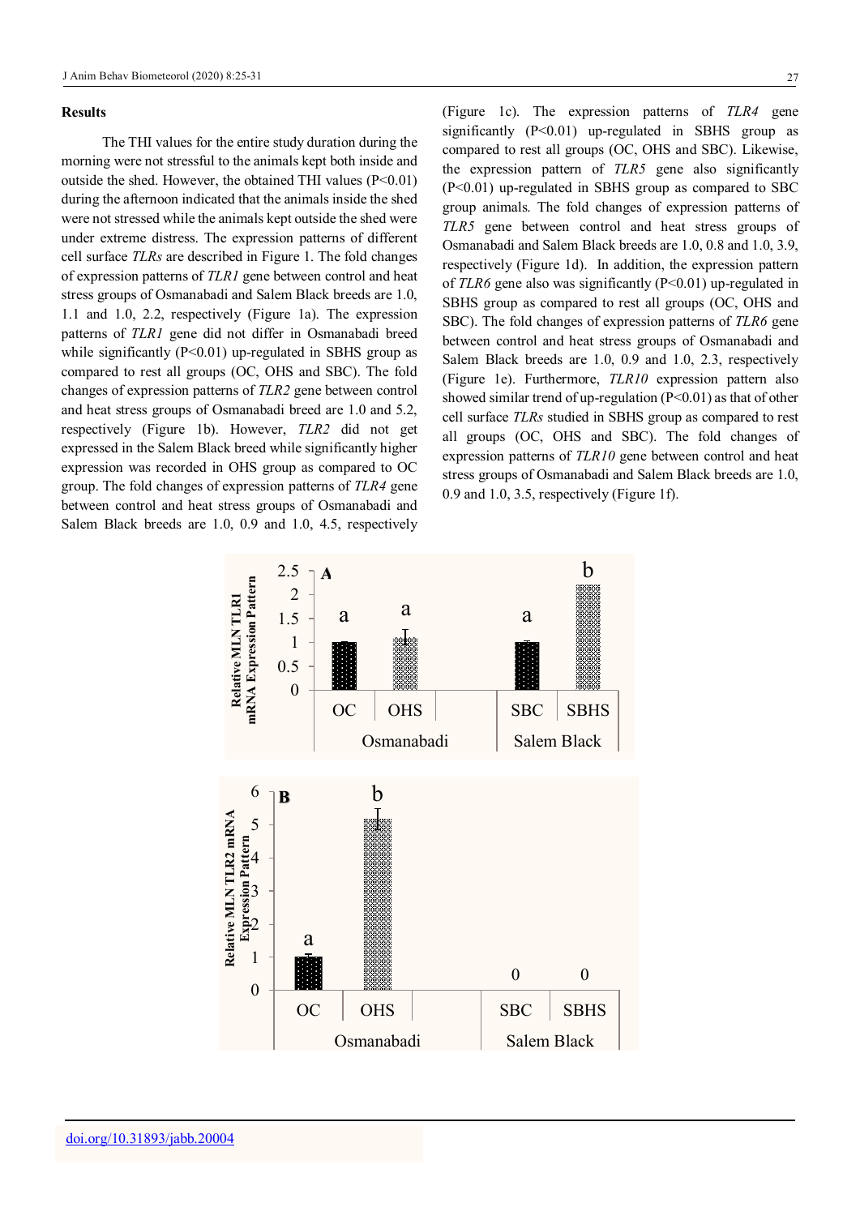## Results

The THI values for the entire study duration during the morning were not stressful to the animals kept both inside and outside the shed. However, the obtained THI values ($P<0.01$) during the afternoon indicated that the animals inside the shed were not stressed while the animals kept outside the shed were under extreme distress. The expression patterns of different cell surface *TLRs* are described in Figure 1. The fold changes of expression patterns of *TLR1* gene between control and heat stress groups of Osmanabadi and Salem Black breeds are 1.0, 1.1 and 1.0, 2.2, respectively (Figure 1a). The expression patterns of *TLR1* gene did not differ in Osmanabadi breed while significantly ($P<0.01$) up-regulated in SBHS group as compared to rest all groups (OC, OHS and SBC). The fold changes of expression patterns of *TLR2* gene between control and heat stress groups of Osmanabadi breed are 1.0 and 5.2, respectively (Figure 1b). However, *TLR2* did not get expressed in the Salem Black breed while significantly higher expression was recorded in OHS group as compared to OC group. The fold changes of expression patterns of *TLR4* gene between control and heat stress groups of Osmanabadi and Salem Black breeds are 1.0, 0.9 and 1.0, 4.5, respectively (Figure 1c). The expression patterns of *TLR4* gene significantly ($P<0.01$) up-regulated in SBHS group as compared to rest all groups (OC, OHS and SBC). Likewise, the expression pattern of *TLR5* gene also significantly ($P<0.01$) up-regulated in SBHS group as compared to SBC group animals. The fold changes of expression patterns of *TLR5* gene between control and heat stress groups of Osmanabadi and Salem Black breeds are 1.0, 0.8 and 1.0, 3.9, respectively (Figure 1d). In addition, the expression pattern of *TLR6* gene also was significantly ($P<0.01$) up-regulated in SBHS group as compared to rest all groups (OC, OHS and SBC). The fold changes of expression patterns of *TLR6* gene between control and heat stress groups of Osmanabadi and Salem Black breeds are 1.0, 0.9 and 1.0, 2.3, respectively (Figure 1e). Furthermore, *TLR10* expression pattern also showed similar trend of up-regulation ($P<0.01$) as that of other cell surface *TLRs* studied in SBHS group as compared to rest all groups (OC, OHS and SBC). The fold changes of expression patterns of *TLR10* gene between control and heat stress groups of Osmanabadi and Salem Black breeds are 1.0, 0.9 and 1.0, 3.5, respectively (Figure 1f).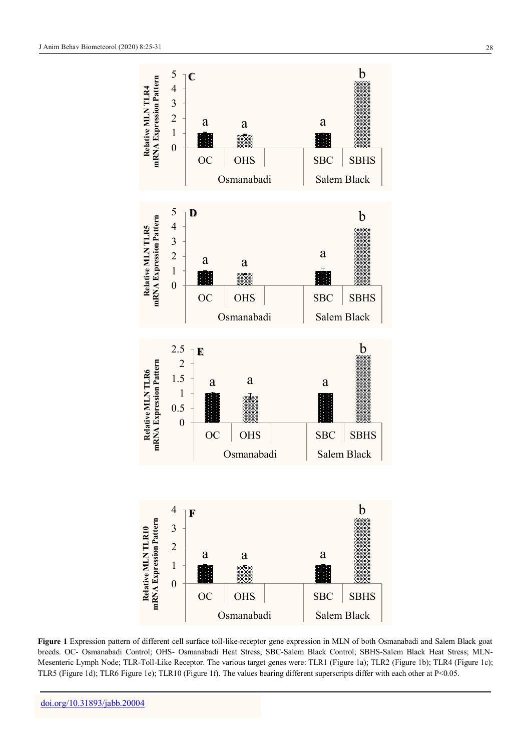**Figure 1** Expression pattern of different cell surface toll-like-receptor gene expression in MLN of both Osmanabadi and Salem Black goat breeds. OC- Osmanabadi Control; OHS- Osmanabadi Heat Stress; SBC-Salem Black Control; SBHS-Salem Black Heat Stress; MLN-Mesenteric Lymph Node; TLR-Toll-Like Receptor. The various target genes were: TLR1 (Figure 1a); TLR2 (Figure 1b); TLR4 (Figure 1c); TLR5 (Figure 1d); TLR6 Figure 1e); TLR10 (Figure 1f). The values bearing different superscripts differ with each other at $P<0.05$.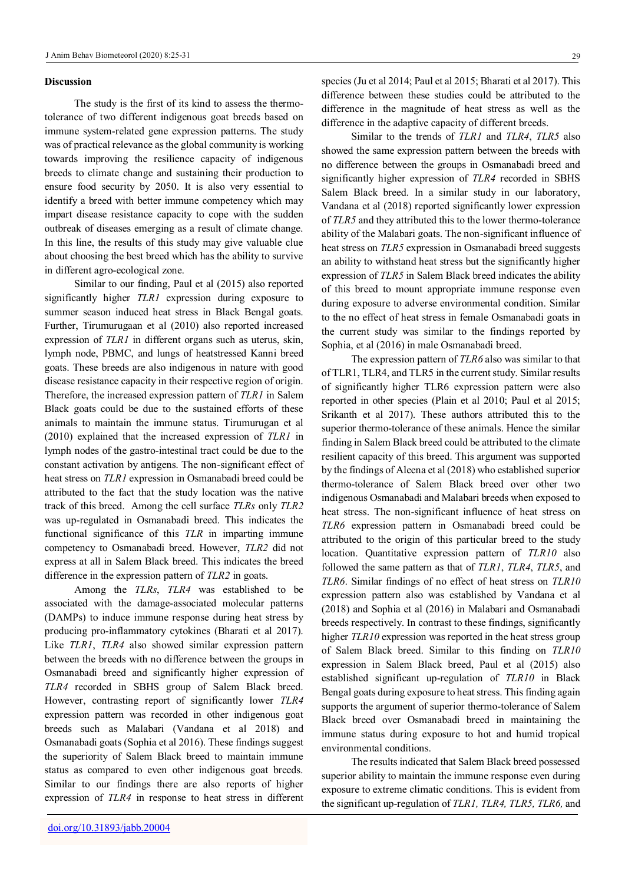## Discussion

The study is the first of its kind to assess the thermo-tolerance of two different indigenous goat breeds based on immune system-related gene expression patterns. The study was of practical relevance as the global community is working towards improving the resilience capacity of indigenous breeds to climate change and sustaining their production to ensure food security by 2050. It is also very essential to identify a breed with better immune competency which may impart disease resistance capacity to cope with the sudden outbreak of diseases emerging as a result of climate change. In this line, the results of this study may give valuable clue about choosing the best breed which has the ability to survive in different agro-ecological zone.

Similar to our finding, Paul et al (2015) also reported significantly higher *TLR1* expression during exposure to summer season induced heat stress in Black Bengal goats. Further, Tirumurugaan et al (2010) also reported increased expression of *TLR1* in different organs such as uterus, skin, lymph node, PBMC, and lungs of heatstressed Kanni breed goats. These breeds are also indigenous in nature with good disease resistance capacity in their respective region of origin. Therefore, the increased expression pattern of *TLR1* in Salem Black goats could be due to the sustained efforts of these animals to maintain the immune status. Tirumurugan et al (2010) explained that the increased expression of *TLR1* in lymph nodes of the gastro-intestinal tract could be due to the constant activation by antigens. The non-significant effect of heat stress on *TLR1* expression in Osmanabadi breed could be attributed to the fact that the study location was the native track of this breed. Among the cell surface *TLRs* only *TLR2* was up-regulated in Osmanabadi breed. This indicates the functional significance of this *TLR* in imparting immune competency to Osmanabadi breed. However, *TLR2* did not express at all in Salem Black breed. This indicates the breed difference in the expression pattern of *TLR2* in goats.

Among the *TLRs*, *TLR4* was established to be associated with the damage-associated molecular patterns (DAMPs) to induce immune response during heat stress by producing pro-inflammatory cytokines (Bharati et al 2017). Like *TLR1*, *TLR4* also showed similar expression pattern between the breeds with no difference between the groups in Osmanabadi breed and significantly higher expression of *TLR4* recorded in SBHS group of Salem Black breed. However, contrasting report of significantly lower *TLR4* expression pattern was recorded in other indigenous goat breeds such as Malabari (Vandana et al 2018) and Osmanabadi goats (Sophia et al 2016). These findings suggest the superiority of Salem Black breed to maintain immune status as compared to even other indigenous goat breeds. Similar to our findings there are also reports of higher expression of *TLR4* in response to heat stress in different species (Ju et al 2014; Paul et al 2015; Bharati et al 2017). This difference between these studies could be attributed to the difference in the magnitude of heat stress as well as the difference in the adaptive capacity of different breeds.

Similar to the trends of *TLR1* and *TLR4*, *TLR5* also showed the same expression pattern between the breeds with no difference between the groups in Osmanabadi breed and significantly higher expression of *TLR4* recorded in SBHS Salem Black breed. In a similar study in our laboratory, Vandana et al (2018) reported significantly lower expression of *TLR5* and they attributed this to the lower thermo-tolerance ability of the Malabari goats. The non-significant influence of heat stress on *TLR5* expression in Osmanabadi breed suggests an ability to withstand heat stress but the significantly higher expression of *TLR5* in Salem Black breed indicates the ability of this breed to mount appropriate immune response even during exposure to adverse environmental condition. Similar to the no effect of heat stress in female Osmanabadi goats in the current study was similar to the findings reported by Sophia, et al (2016) in male Osmanabadi breed.

The expression pattern of *TLR6* also was similar to that of TLR1, TLR4, and TLR5 in the current study. Similar results of significantly higher TLR6 expression pattern were also reported in other species (Plain et al 2010; Paul et al 2015; Srikanth et al 2017). These authors attributed this to the superior thermo-tolerance of these animals. Hence the similar finding in Salem Black breed could be attributed to the climate resilient capacity of this breed. This argument was supported by the findings of Aleena et al (2018) who established superior thermo-tolerance of Salem Black breed over other two indigenous Osmanabadi and Malabari breeds when exposed to heat stress. The non-significant influence of heat stress on *TLR6* expression pattern in Osmanabadi breed could be attributed to the origin of this particular breed to the study location. Quantitative expression pattern of *TLR10* also followed the same pattern as that of *TLR1*, *TLR4*, *TLR5*, and *TLR6*. Similar findings of no effect of heat stress on *TLR10* expression pattern also was established by Vandana et al (2018) and Sophia et al (2016) in Malabari and Osmanabadi breeds respectively. In contrast to these findings, significantly higher *TLR10* expression was reported in the heat stress group of Salem Black breed. Similar to this finding on *TLR10* expression in Salem Black breed, Paul et al (2015) also established significant up-regulation of *TLR10* in Black Bengal goats during exposure to heat stress. This finding again supports the argument of superior thermo-tolerance of Salem Black breed over Osmanabadi breed in maintaining the immune status during exposure to hot and humid tropical environmental conditions.

The results indicated that Salem Black breed possessed superior ability to maintain the immune response even during exposure to extreme climatic conditions. This is evident from the significant up-regulation of *TLR1, TLR4, TLR5, TLR6,* and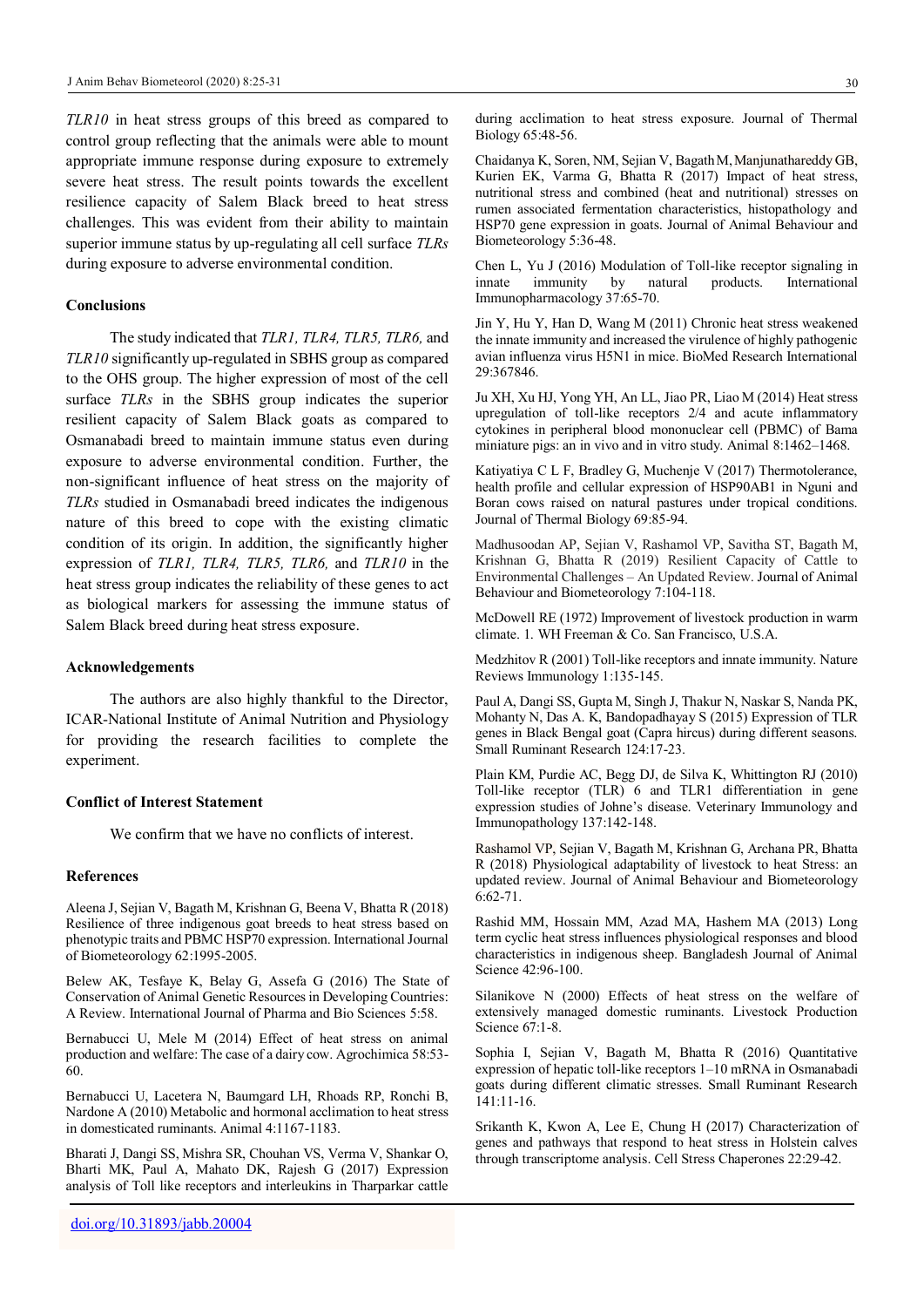*TLR10* in heat stress groups of this breed as compared to control group reflecting that the animals were able to mount appropriate immune response during exposure to extremely severe heat stress. The result points towards the excellent resilience capacity of Salem Black breed to heat stress challenges. This was evident from their ability to maintain superior immune status by up-regulating all cell surface *TLRs* during exposure to adverse environmental condition.

## Conclusions

The study indicated that *TLR1, TLR4, TLR5, TLR6,* and *TLR10* significantly up-regulated in SBHS group as compared to the OHS group. The higher expression of most of the cell surface *TLRs* in the SBHS group indicates the superior resilient capacity of Salem Black goats as compared to Osmanabadi breed to maintain immune status even during exposure to adverse environmental condition. Further, the non-significant influence of heat stress on the majority of *TLRs* studied in Osmanabadi breed indicates the indigenous nature of this breed to cope with the existing climatic condition of its origin. In addition, the significantly higher expression of *TLR1, TLR4, TLR5, TLR6,* and *TLR10* in the heat stress group indicates the reliability of these genes to act as biological markers for assessing the immune status of Salem Black breed during heat stress exposure.

## Acknowledgements

The authors are also highly thankful to the Director, ICAR-National Institute of Animal Nutrition and Physiology for providing the research facilities to complete the experiment.

## Conflict of Interest Statement

We confirm that we have no conflicts of interest.

## References

Aleena J, Sejian V, Bagath M, Krishnan G, Beena V, Bhatta R (2018) Resilience of three indigenous goat breeds to heat stress based on phenotypic traits and PBMC HSP70 expression. International Journal of Biometeorology 62:1995-2005.

Belew AK, Tesfaye K, Belay G, Assefa G (2016) The State of Conservation of Animal Genetic Resources in Developing Countries: A Review. International Journal of Pharma and Bio Sciences 5:58.

Bernabucci U, Mele M (2014) Effect of heat stress on animal production and welfare: The case of a dairy cow. Agrochimica 58:53-60.

Bernabucci U, Lacetera N, Baumgard LH, Rhoads RP, Ronchi B, Nardone A (2010) Metabolic and hormonal acclimation to heat stress in domesticated ruminants. Animal 4:1167-1183.

Bharati J, Dangi SS, Mishra SR, Chouhan VS, Verma V, Shankar O, Bharti MK, Paul A, Mahato DK, Rajesh G (2017) Expression analysis of Toll like receptors and interleukins in Tharparkar cattle during acclimation to heat stress exposure. Journal of Thermal Biology 65:48-56.

Chaidanya K, Soren, NM, Sejian V, Bagath M, Manjunathareddy GB, Kurien EK, Varma G, Bhatta R (2017) Impact of heat stress, nutritional stress and combined (heat and nutritional) stresses on rumen associated fermentation characteristics, histopathology and HSP70 gene expression in goats. Journal of Animal Behaviour and Biometeorology 5:36-48.

Chen L, Yu J (2016) Modulation of Toll-like receptor signaling in innate immunity by natural products. International Immunopharmacology 37:65-70.

Jin Y, Hu Y, Han D, Wang M (2011) Chronic heat stress weakened the innate immunity and increased the virulence of highly pathogenic avian influenza virus H5N1 in mice. BioMed Research International 29:367846.

Ju XH, Xu HJ, Yong YH, An LL, Jiao PR, Liao M (2014) Heat stress upregulation of toll-like receptors 2/4 and acute inflammatory cytokines in peripheral blood mononuclear cell (PBMC) of Bama miniature pigs: an in vivo and in vitro study. Animal 8:1462–1468.

Katiyatiya C L F, Bradley G, Muchenje V (2017) Thermotolerance, health profile and cellular expression of HSP90AB1 in Nguni and Boran cows raised on natural pastures under tropical conditions. Journal of Thermal Biology 69:85-94.

Madhusoodan AP, Sejian V, Rashamol VP, Savitha ST, Bagath M, Krishnan G, Bhatta R (2019) Resilient Capacity of Cattle to Environmental Challenges – An Updated Review. Journal of Animal Behaviour and Biometeorology 7:104-118.

McDowell RE (1972) Improvement of livestock production in warm climate. 1. WH Freeman & Co. San Francisco, U.S.A.

Medzhitov R (2001) Toll-like receptors and innate immunity. Nature Reviews Immunology 1:135-145.

Paul A, Dangi SS, Gupta M, Singh J, Thakur N, Naskar S, Nanda PK, Mohanty N, Das A. K, Bandopadhayay S (2015) Expression of TLR genes in Black Bengal goat (Capra hircus) during different seasons. Small Ruminant Research 124:17-23.

Plain KM, Purdie AC, Begg DJ, de Silva K, Whittington RJ (2010) Toll-like receptor (TLR) 6 and TLR1 differentiation in gene expression studies of Johne's disease. Veterinary Immunology and Immunopathology 137:142-148.

Rashamol VP, Sejian V, Bagath M, Krishnan G, Archana PR, Bhatta R (2018) Physiological adaptability of livestock to heat Stress: an updated review. Journal of Animal Behaviour and Biometeorology 6:62-71.

Rashid MM, Hossain MM, Azad MA, Hashem MA (2013) Long term cyclic heat stress influences physiological responses and blood characteristics in indigenous sheep. Bangladesh Journal of Animal Science 42:96-100.

Silanikove N (2000) Effects of heat stress on the welfare of extensively managed domestic ruminants. Livestock Production Science 67:1-8.

Sophia I, Sejian V, Bagath M, Bhatta R (2016) Quantitative expression of hepatic toll-like receptors 1–10 mRNA in Osmanabadi goats during different climatic stresses. Small Ruminant Research 141:11-16.

Srikanth K, Kwon A, Lee E, Chung H (2017) Characterization of genes and pathways that respond to heat stress in Holstein calves through transcriptome analysis. Cell Stress Chaperones 22:29-42.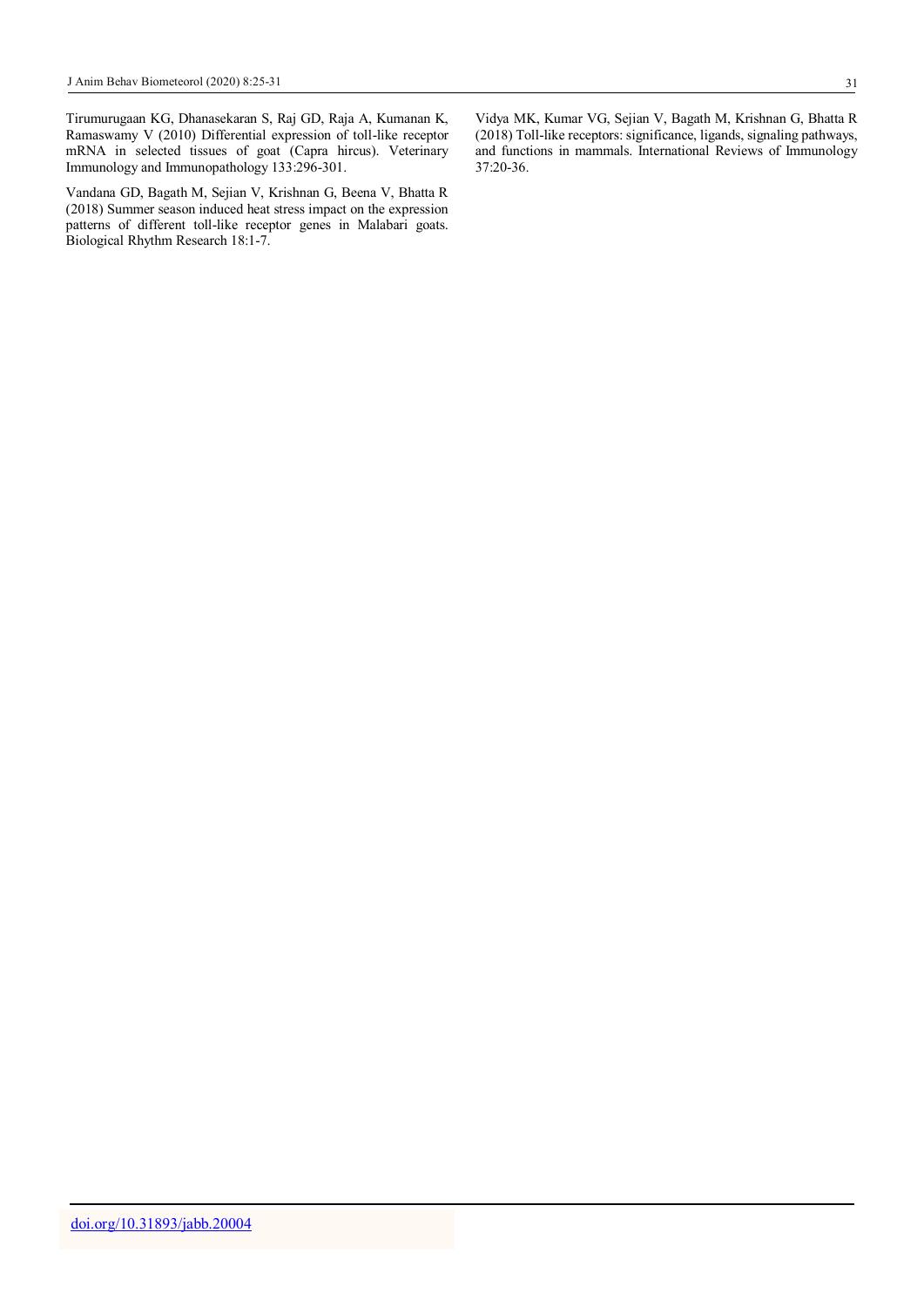Tirumurugaan KG, Dhanasekaran S, Raj GD, Raja A, Kumanan K, Ramaswamy V (2010) Differential expression of toll-like receptor mRNA in selected tissues of goat (Capra hircus). Veterinary Immunology and Immunopathology 133:296-301.

Vandana GD, Bagath M, Sejian V, Krishnan G, Beena V, Bhatta R (2018) Summer season induced heat stress impact on the expression patterns of different toll-like receptor genes in Malabari goats. Biological Rhythm Research 18:1-7.

Vidya MK, Kumar VG, Sejian V, Bagath M, Krishnan G, Bhatta R (2018) Toll-like receptors: significance, ligands, signaling pathways, and functions in mammals. International Reviews of Immunology 37:20-36.

doi.org/10.31893/jabb.20004